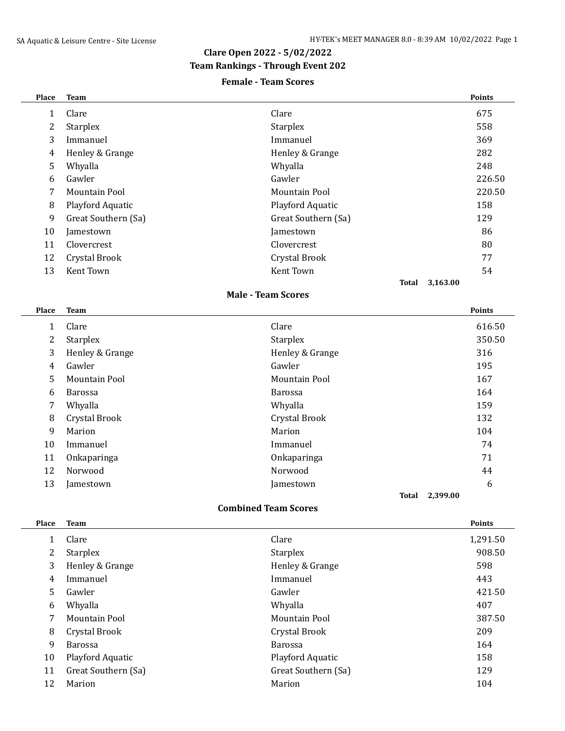# Clare Open 2022 - 5/02/2022

## Team Rankings - Through Event 202

### Female - Team Scores

| Place | Team | | Points |
|---|---|---|---|
| 1 | Clare | Clare | 675 |
| 2 | Starplex | Starplex | 558 |
| 3 | Immanuel | Immanuel | 369 |
| 4 | Henley & Grange | Henley & Grange | 282 |
| 5 | Whyalla | Whyalla | 248 |
| 6 | Gawler | Gawler | 226.50 |
| 7 | Mountain Pool | Mountain Pool | 220.50 |
| 8 | Playford Aquatic | Playford Aquatic | 158 |
| 9 | Great Southern (Sa) | Great Southern (Sa) | 129 |
| 10 | Jamestown | Jamestown | 86 |
| 11 | Clovercrest | Clovercrest | 80 |
| 12 | Crystal Brook | Crystal Brook | 77 |
| 13 | Kent Town | Kent Town | 54 |
| | | **Total** | **3,163.00** |

### Male - Team Scores

| Place | Team | | Points |
|---|---|---|---|
| 1 | Clare | Clare | 616.50 |
| 2 | Starplex | Starplex | 350.50 |
| 3 | Henley & Grange | Henley & Grange | 316 |
| 4 | Gawler | Gawler | 195 |
| 5 | Mountain Pool | Mountain Pool | 167 |
| 6 | Barossa | Barossa | 164 |
| 7 | Whyalla | Whyalla | 159 |
| 8 | Crystal Brook | Crystal Brook | 132 |
| 9 | Marion | Marion | 104 |
| 10 | Immanuel | Immanuel | 74 |
| 11 | Onkaparinga | Onkaparinga | 71 |
| 12 | Norwood | Norwood | 44 |
| 13 | Jamestown | Jamestown | 6 |
| | | **Total** | **2,399.00** |

### Combined Team Scores

| Place | Team | | Points |
|---|---|---|---|
| 1 | Clare | Clare | 1,291.50 |
| 2 | Starplex | Starplex | 908.50 |
| 3 | Henley & Grange | Henley & Grange | 598 |
| 4 | Immanuel | Immanuel | 443 |
| 5 | Gawler | Gawler | 421.50 |
| 6 | Whyalla | Whyalla | 407 |
| 7 | Mountain Pool | Mountain Pool | 387.50 |
| 8 | Crystal Brook | Crystal Brook | 209 |
| 9 | Barossa | Barossa | 164 |
| 10 | Playford Aquatic | Playford Aquatic | 158 |
| 11 | Great Southern (Sa) | Great Southern (Sa) | 129 |
| 12 | Marion | Marion | 104 |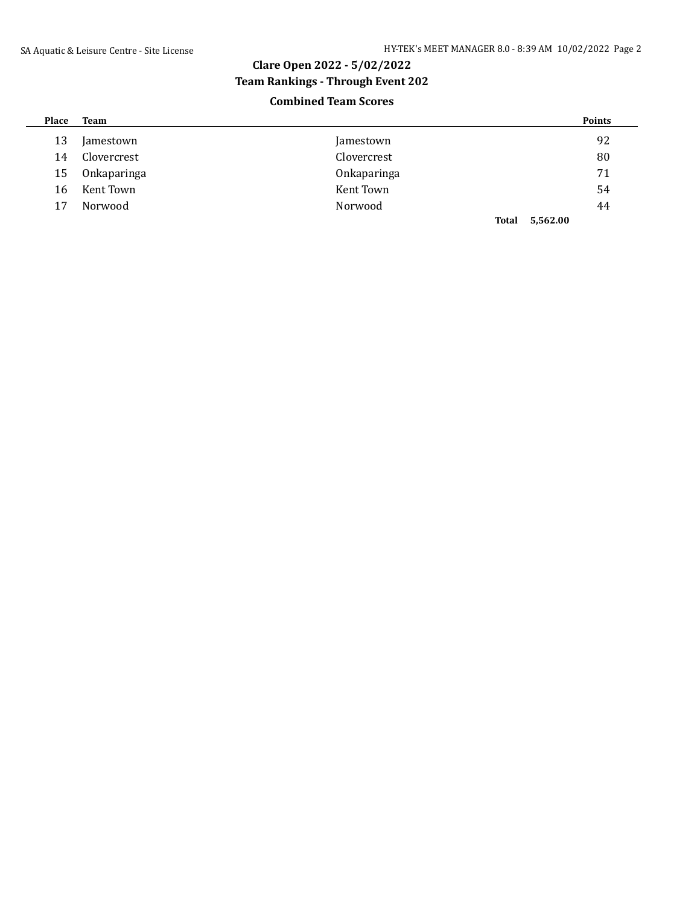## Clare Open 2022 - 5/02/2022

### Team Rankings - Through Event 202

#### Combined Team Scores

| Place | Team | | Points |
|---|---|---|---|
| 13 | Jamestown | Jamestown | 92 |
| 14 | Clovercrest | Clovercrest | 80 |
| 15 | Onkaparinga | Onkaparinga | 71 |
| 16 | Kent Town | Kent Town | 54 |
| 17 | Norwood | Norwood | 44 |
| | | **Total** | **5,562.00** |